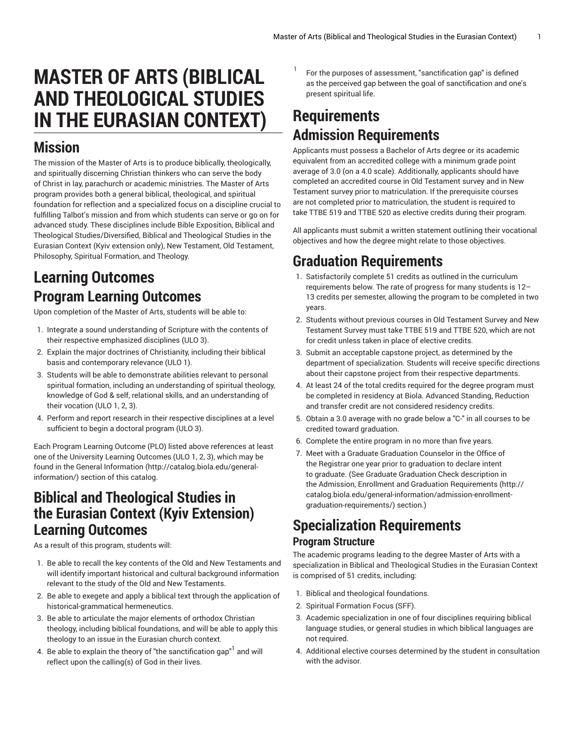# MASTER OF ARTS (BIBLICAL AND THEOLOGICAL STUDIES IN THE EURASIAN CONTEXT)

## Mission

The mission of the Master of Arts is to produce biblically, theologically, and spiritually discerning Christian thinkers who can serve the body of Christ in lay, parachurch or academic ministries. The Master of Arts program provides both a general biblical, theological, and spiritual foundation for reflection and a specialized focus on a discipline crucial to fulfilling Talbot's mission and from which students can serve or go on for advanced study. These disciplines include Bible Exposition, Biblical and Theological Studies/Diversified, Biblical and Theological Studies in the Eurasian Context (Kyiv extension only), New Testament, Old Testament, Philosophy, Spiritual Formation, and Theology.

## Learning Outcomes

### Program Learning Outcomes

Upon completion of the Master of Arts, students will be able to:

1. Integrate a sound understanding of Scripture with the contents of their respective emphasized disciplines (ULO 3).
2. Explain the major doctrines of Christianity, including their biblical basis and contemporary relevance (ULO 1).
3. Students will be able to demonstrate abilities relevant to personal spiritual formation, including an understanding of spiritual theology, knowledge of God & self, relational skills, and an understanding of their vocation (ULO 1, 2, 3).
4. Perform and report research in their respective disciplines at a level sufficient to begin a doctoral program (ULO 3).

Each Program Learning Outcome (PLO) listed above references at least one of the University Learning Outcomes (ULO 1, 2, 3), which may be found in the General Information (http://catalog.biola.edu/general-information/) section of this catalog.

## Biblical and Theological Studies in the Eurasian Context (Kyiv Extension) Learning Outcomes

As a result of this program, students will:

1. Be able to recall the key contents of the Old and New Testaments and will identify important historical and cultural background information relevant to the study of the Old and New Testaments.
2. Be able to exegete and apply a biblical text through the application of historical-grammatical hermeneutics.
3. Be able to articulate the major elements of orthodox Christian theology, including biblical foundations, and will be able to apply this theology to an issue in the Eurasian church context.
4. Be able to explain the theory of "the sanctification gap"[1] and will reflect upon the calling(s) of God in their lives.

[1] For the purposes of assessment, "sanctification gap" is defined as the perceived gap between the goal of sanctification and one's present spiritual life.

# Requirements

## Admission Requirements

Applicants must possess a Bachelor of Arts degree or its academic equivalent from an accredited college with a minimum grade point average of 3.0 (on a 4.0 scale). Additionally, applicants should have completed an accredited course in Old Testament survey and in New Testament survey prior to matriculation. If the prerequisite courses are not completed prior to matriculation, the student is required to take TTBE 519 and TTBE 520 as elective credits during their program.

All applicants must submit a written statement outlining their vocational objectives and how the degree might relate to those objectives.

## Graduation Requirements

1. Satisfactorily complete 51 credits as outlined in the curriculum requirements below. The rate of progress for many students is 12–13 credits per semester, allowing the program to be completed in two years.
2. Students without previous courses in Old Testament Survey and New Testament Survey must take TTBE 519 and TTBE 520, which are not for credit unless taken in place of elective credits.
3. Submit an acceptable capstone project, as determined by the department of specialization. Students will receive specific directions about their capstone project from their respective departments.
4. At least 24 of the total credits required for the degree program must be completed in residency at Biola. Advanced Standing, Reduction and transfer credit are not considered residency credits.
5. Obtain a 3.0 average with no grade below a "C-" in all courses to be credited toward graduation.
6. Complete the entire program in no more than five years.
7. Meet with a Graduate Graduation Counselor in the Office of the Registrar one year prior to graduation to declare intent to graduate. (See Graduate Graduation Check description in the Admission, Enrollment and Graduation Requirements (http://catalog.biola.edu/general-information/admission-enrollment-graduation-requirements/) section.)

## Specialization Requirements

### Program Structure

The academic programs leading to the degree Master of Arts with a specialization in Biblical and Theological Studies in the Eurasian Context is comprised of 51 credits, including:

1. Biblical and theological foundations.
2. Spiritual Formation Focus (SFF).
3. Academic specialization in one of four disciplines requiring biblical language studies, or general studies in which biblical languages are not required.
4. Additional elective courses determined by the student in consultation with the advisor.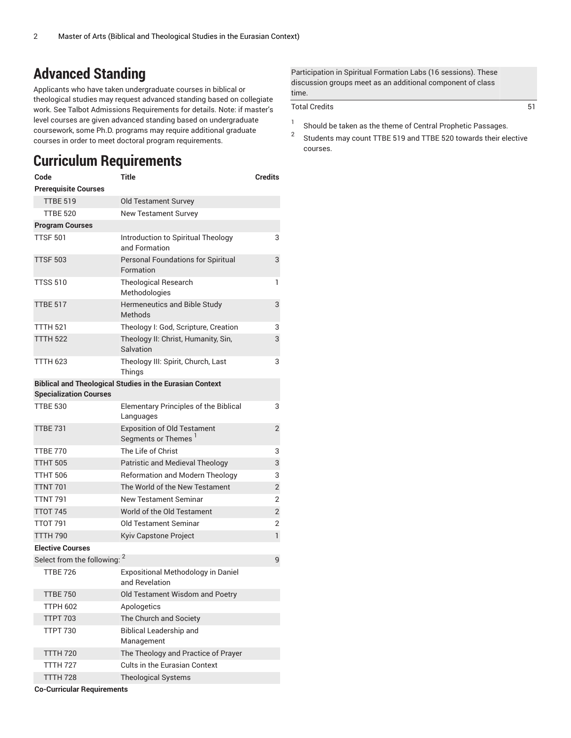## Advanced Standing

Applicants who have taken undergraduate courses in biblical or theological studies may request advanced standing based on collegiate work. See Talbot Admissions Requirements for details. Note: if master's level courses are given advanced standing based on undergraduate coursework, some Ph.D. programs may require additional graduate courses in order to meet doctoral program requirements.

## Curriculum Requirements

| Code | Title | Credits |
|---|---|---|
| **Prerequisite Courses** | | |
| TTBE 519 | Old Testament Survey | |
| TTBE 520 | New Testament Survey | |
| **Program Courses** | | |
| TTSF 501 | Introduction to Spiritual Theology and Formation | 3 |
| TTSF 503 | Personal Foundations for Spiritual Formation | 3 |
| TTSS 510 | Theological Research Methodologies | 1 |
| TTBE 517 | Hermeneutics and Bible Study Methods | 3 |
| TTTH 521 | Theology I: God, Scripture, Creation | 3 |
| TTTH 522 | Theology II: Christ, Humanity, Sin, Salvation | 3 |
| TTTH 623 | Theology III: Spirit, Church, Last Things | 3 |
| **Biblical and Theological Studies in the Eurasian Context Specialization Courses** | | |
| TTBE 530 | Elementary Principles of the Biblical Languages | 3 |
| TTBE 731 | Exposition of Old Testament Segments or Themes [1] | 2 |
| TTBE 770 | The Life of Christ | 3 |
| TTHT 505 | Patristic and Medieval Theology | 3 |
| TTHT 506 | Reformation and Modern Theology | 3 |
| TTNT 701 | The World of the New Testament | 2 |
| TTNT 791 | New Testament Seminar | 2 |
| TTOT 745 | World of the Old Testament | 2 |
| TTOT 791 | Old Testament Seminar | 2 |
| TTTH 790 | Kyiv Capstone Project | 1 |
| **Elective Courses** | | |
| Select from the following: [2] | | 9 |
| TTBE 726 | Expositional Methodology in Daniel and Revelation | |
| TTBE 750 | Old Testament Wisdom and Poetry | |
| TTPH 602 | Apologetics | |
| TTPT 703 | The Church and Society | |
| TTPT 730 | Biblical Leadership and Management | |
| TTTH 720 | The Theology and Practice of Prayer | |
| TTTH 727 | Cults in the Eurasian Context | |
| TTTH 728 | Theological Systems | |
| **Co-Curricular Requirements** | | |
| Participation in Spiritual Formation Labs (16 sessions). These discussion groups meet as an additional component of class time. | | |
| Total Credits | | 51 |

1. Should be taken as the theme of Central Prophetic Passages.
2. Students may count TTBE 519 and TTBE 520 towards their elective courses.